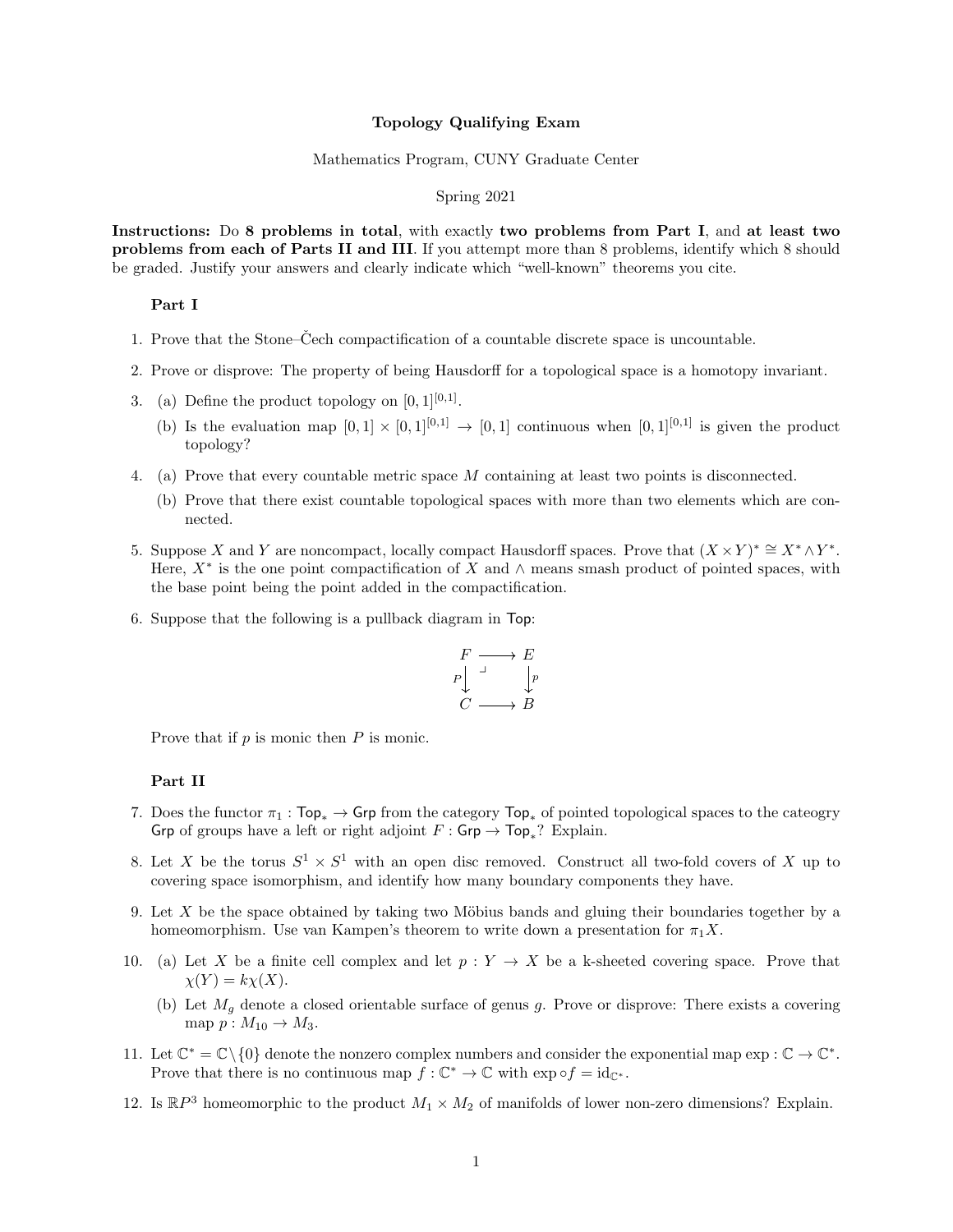# Topology Qualifying Exam

Mathematics Program, CUNY Graduate Center

Spring 2021

**Instructions:** Do **8 problems in total**, with exactly **two problems from Part I**, and **at least two problems from each of Parts II and III**. If you attempt more than 8 problems, identify which 8 should be graded. Justify your answers and clearly indicate which "well-known" theorems you cite.

## Part I

1. Prove that the Stone–Čech compactification of a countable discrete space is uncountable.

2. Prove or disprove: The property of being Hausdorff for a topological space is a homotopy invariant.

3. (a) Define the product topology on $[0,1]^{[0,1]}$.

   (b) Is the evaluation map $[0,1] \times [0,1]^{[0,1]} \to [0,1]$ continuous when $[0,1]^{[0,1]}$ is given the product topology?

4. (a) Prove that every countable metric space $M$ containing at least two points is disconnected.

   (b) Prove that there exist countable topological spaces with more than two elements which are connected.

5. Suppose $X$ and $Y$ are noncompact, locally compact Hausdorff spaces. Prove that $(X \times Y)^* \cong X^* \wedge Y^*$. Here, $X^*$ is the one point compactification of $X$ and $\wedge$ means smash product of pointed spaces, with the base point being the point added in the compactification.

6. Suppose that the following is a pullback diagram in $\mathsf{Top}$:

$$\begin{array}{ccc} F & \longrightarrow & E \\ {\scriptstyle P}\downarrow & \lrcorner & \downarrow{\scriptstyle p} \\ C & \longrightarrow & B \end{array}$$

   Prove that if $p$ is monic then $P$ is monic.

## Part II

7. Does the functor $\pi_1 : \mathsf{Top}_* \to \mathsf{Grp}$ from the category $\mathsf{Top}_*$ of pointed topological spaces to the cateogry $\mathsf{Grp}$ of groups have a left or right adjoint $F : \mathsf{Grp} \to \mathsf{Top}_*$? Explain.

8. Let $X$ be the torus $S^1 \times S^1$ with an open disc removed. Construct all two-fold covers of $X$ up to covering space isomorphism, and identify how many boundary components they have.

9. Let $X$ be the space obtained by taking two Möbius bands and gluing their boundaries together by a homeomorphism. Use van Kampen's theorem to write down a presentation for $\pi_1 X$.

10. (a) Let $X$ be a finite cell complex and let $p : Y \to X$ be a k-sheeted covering space. Prove that $\chi(Y) = k\chi(X)$.

    (b) Let $M_g$ denote a closed orientable surface of genus $g$. Prove or disprove: There exists a covering map $p : M_{10} \to M_3$.

11. Let $\mathbb{C}^* = \mathbb{C}\backslash\{0\}$ denote the nonzero complex numbers and consider the exponential map $\exp : \mathbb{C} \to \mathbb{C}^*$. Prove that there is no continuous map $f : \mathbb{C}^* \to \mathbb{C}$ with $\exp \circ f = \mathrm{id}_{\mathbb{C}^*}$.

12. Is $\mathbb{R}P^3$ homeomorphic to the product $M_1 \times M_2$ of manifolds of lower non-zero dimensions? Explain.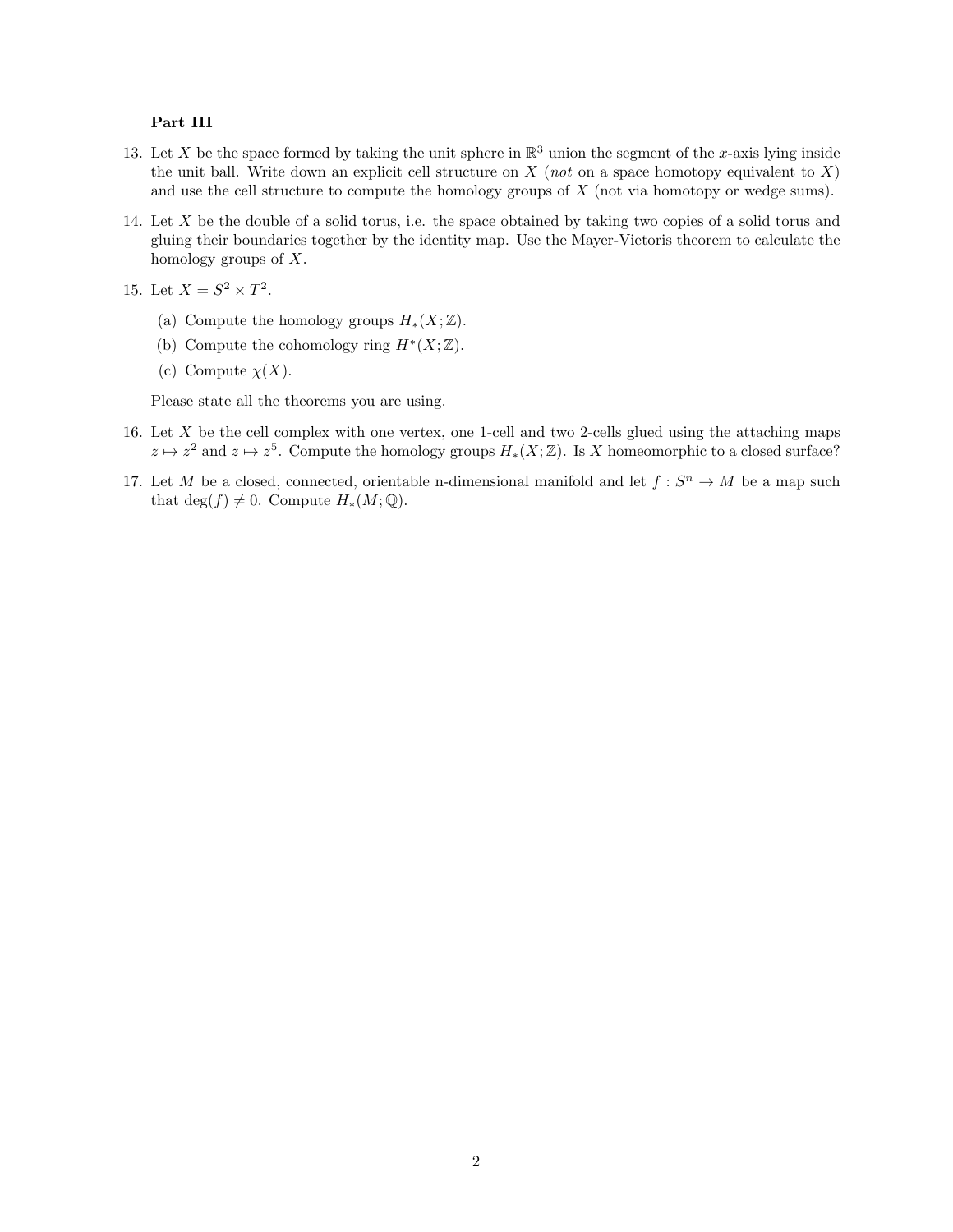**Part III**

13. Let $X$ be the space formed by taking the unit sphere in $\mathbb{R}^3$ union the segment of the $x$-axis lying inside the unit ball. Write down an explicit cell structure on $X$ (*not* on a space homotopy equivalent to $X$) and use the cell structure to compute the homology groups of $X$ (not via homotopy or wedge sums).

14. Let $X$ be the double of a solid torus, i.e. the space obtained by taking two copies of a solid torus and gluing their boundaries together by the identity map. Use the Mayer-Vietoris theorem to calculate the homology groups of $X$.

15. Let $X = S^2 \times T^2$.

    (a) Compute the homology groups $H_*(X; \mathbb{Z})$.

    (b) Compute the cohomology ring $H^*(X; \mathbb{Z})$.

    (c) Compute $\chi(X)$.

    Please state all the theorems you are using.

16. Let $X$ be the cell complex with one vertex, one 1-cell and two 2-cells glued using the attaching maps $z \mapsto z^2$ and $z \mapsto z^5$. Compute the homology groups $H_*(X; \mathbb{Z})$. Is $X$ homeomorphic to a closed surface?

17. Let $M$ be a closed, connected, orientable n-dimensional manifold and let $f : S^n \to M$ be a map such that $\deg(f) \neq 0$. Compute $H_*(M; \mathbb{Q})$.